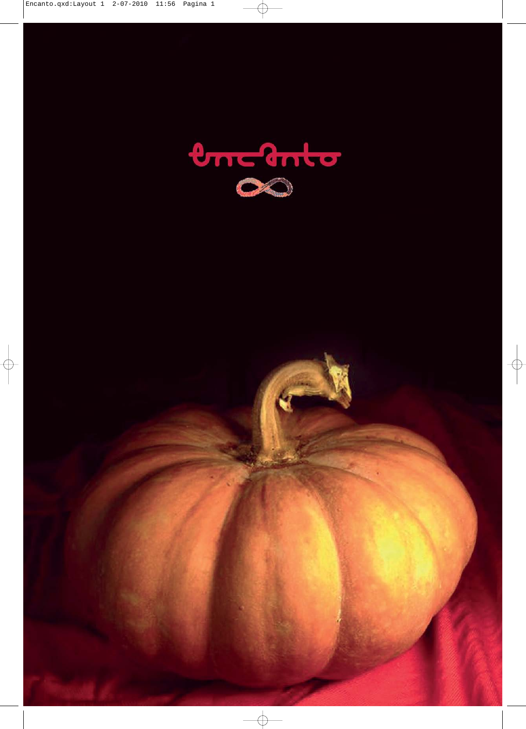# encanto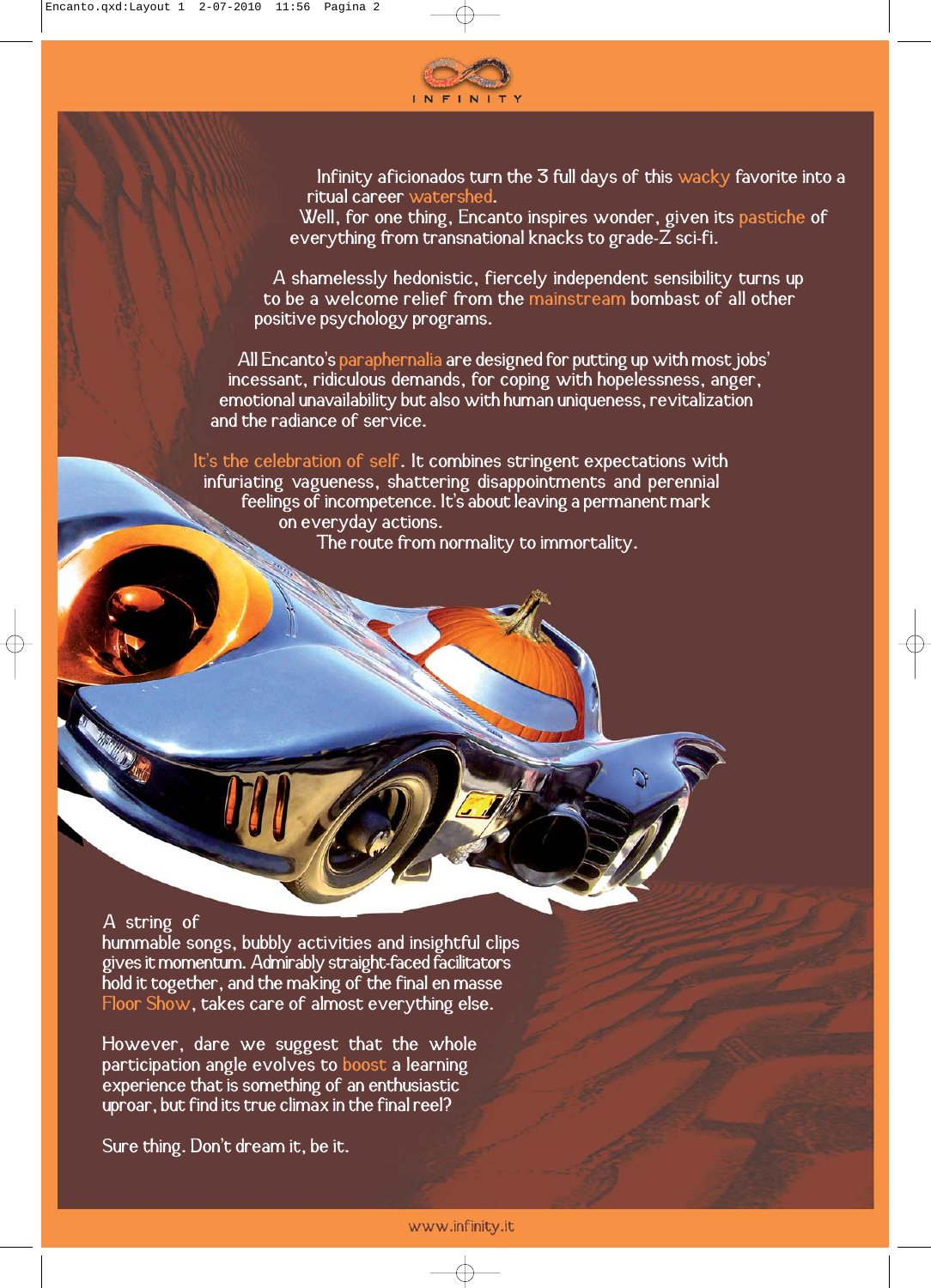INFINITY

Infinity aficionados turn the 3 full days of this wacky favorite into a ritual career watershed.
Well, for one thing, Encanto inspires wonder, given its pastiche of everything from transnational knacks to grade-Z sci-fi.

A shamelessly hedonistic, fiercely independent sensibility turns up to be a welcome relief from the mainstream bombast of all other positive psychology programs.

All Encanto's paraphernalia are designed for putting up with most jobs' incessant, ridiculous demands, for coping with hopelessness, anger, emotional unavailability but also with human uniqueness, revitalization and the radiance of service.

It's the celebration of self. It combines stringent expectations with infuriating vagueness, shattering disappointments and perennial feelings of incompetence. It's about leaving a permanent mark on everyday actions.
The route from normality to immortality.

A string of hummable songs, bubbly activities and insightful clips gives it momentum. Admirably straight-faced facilitators hold it together, and the making of the final en masse Floor Show, takes care of almost everything else.

However, dare we suggest that the whole participation angle evolves to boost a learning experience that is something of an enthusiastic uproar, but find its true climax in the final reel?

Sure thing. Don't dream it, be it.

www.infinity.it